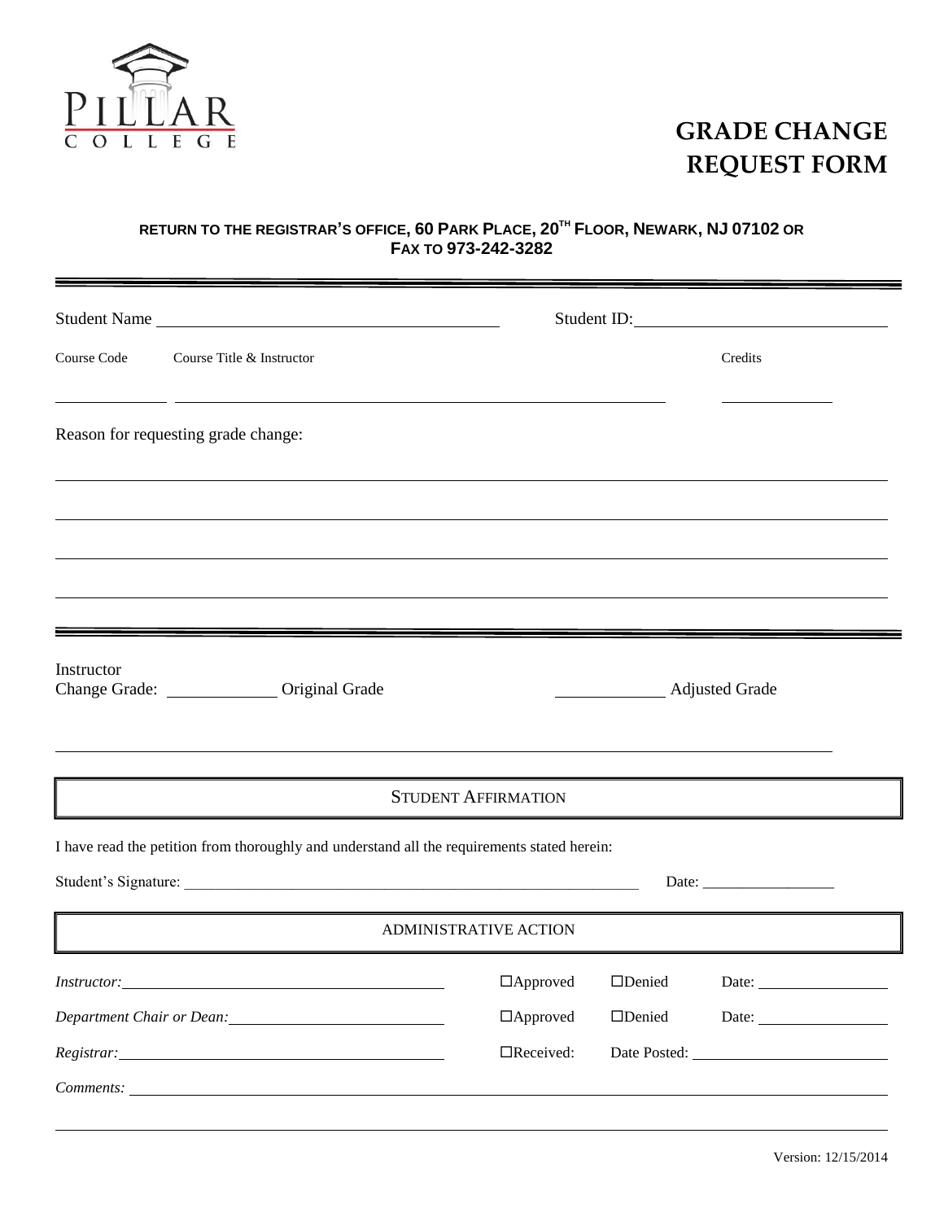PILLAR COLLEGE

# GRADE CHANGE REQUEST FORM

**RETURN TO THE REGISTRAR'S OFFICE, 60 PARK PLACE, 20TH FLOOR, NEWARK, NJ 07102 OR FAX TO 973-242-3282**

---

Student Name ______________________________ Student ID: ______________________________

Course Code ____________ Course Title & Instructor ______________________________ Credits ____________

Reason for requesting grade change:

______________________________________________________________________________

______________________________________________________________________________

______________________________________________________________________________

______________________________________________________________________________

---

Instructor
Change Grade: ____________ Original Grade ____________ Adjusted Grade

______________________________________________________________________________

## STUDENT AFFIRMATION

I have read the petition from thoroughly and understand all the requirements stated herein:

Student's Signature: ______________________________ Date: _________________

## ADMINISTRATIVE ACTION

*Instructor:* ______________________________ ☐Approved ☐Denied Date: ____________

*Department Chair or Dean:* ______________________________ ☐Approved ☐Denied Date: ____________

*Registrar:* ______________________________ ☐Received: Date Posted: ____________

*Comments:* ______________________________________________________________________________

______________________________________________________________________________

Version: 12/15/2014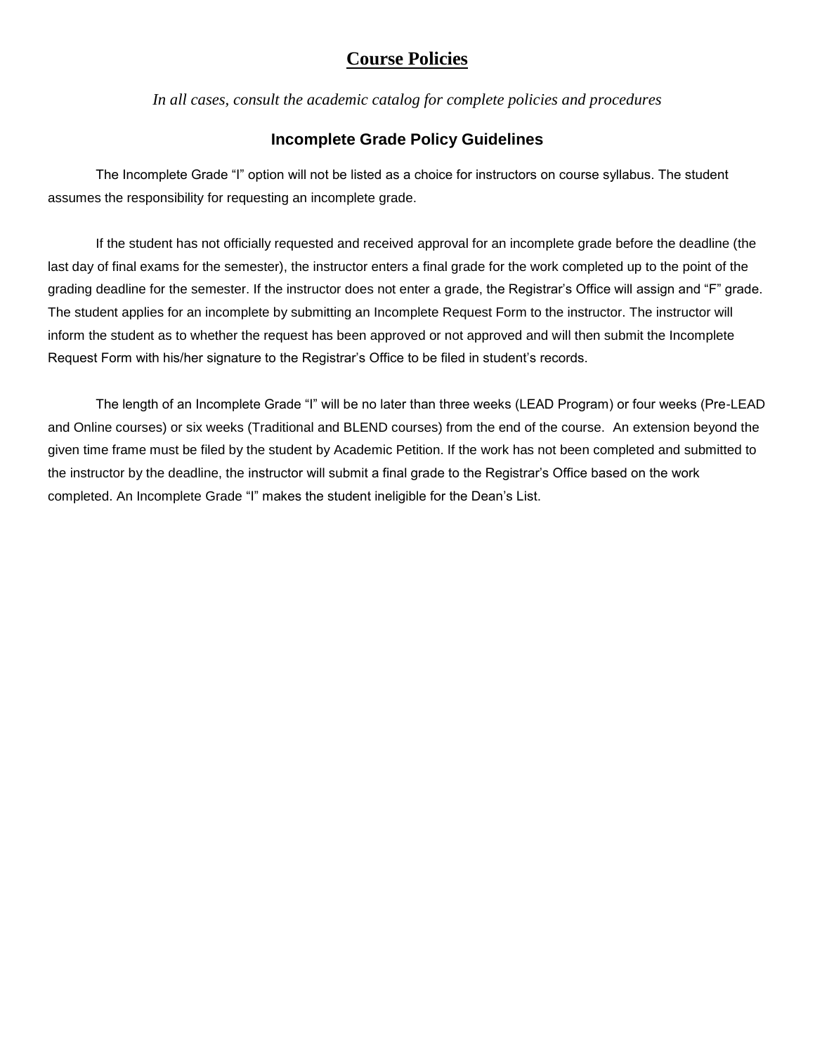# Course Policies

*In all cases, consult the academic catalog for complete policies and procedures*

## Incomplete Grade Policy Guidelines

The Incomplete Grade "I" option will not be listed as a choice for instructors on course syllabus. The student assumes the responsibility for requesting an incomplete grade.

If the student has not officially requested and received approval for an incomplete grade before the deadline (the last day of final exams for the semester), the instructor enters a final grade for the work completed up to the point of the grading deadline for the semester. If the instructor does not enter a grade, the Registrar's Office will assign and "F" grade. The student applies for an incomplete by submitting an Incomplete Request Form to the instructor. The instructor will inform the student as to whether the request has been approved or not approved and will then submit the Incomplete Request Form with his/her signature to the Registrar's Office to be filed in student's records.

The length of an Incomplete Grade "I" will be no later than three weeks (LEAD Program) or four weeks (Pre-LEAD and Online courses) or six weeks (Traditional and BLEND courses) from the end of the course. An extension beyond the given time frame must be filed by the student by Academic Petition. If the work has not been completed and submitted to the instructor by the deadline, the instructor will submit a final grade to the Registrar's Office based on the work completed. An Incomplete Grade "I" makes the student ineligible for the Dean's List.